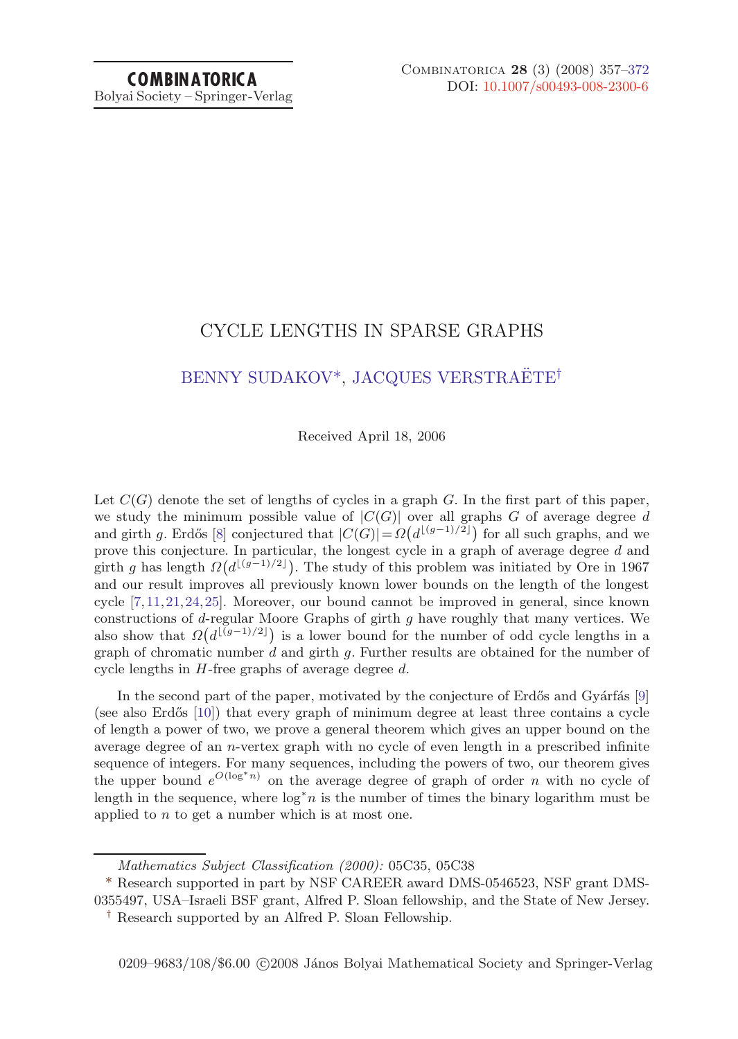# CYCLE LENGTHS IN SPARSE GRAPHS

## BENNY SUDAKOV*, JACQUES VERSTRAËTE†

Received April 18, 2006

Let $C(G)$ denote the set of lengths of cycles in a graph $G$. In the first part of this paper, we study the minimum possible value of $|C(G)|$ over all graphs $G$ of average degree $d$ and girth $g$. Erdős [8] conjectured that $|C(G)| = \Omega\big(d^{\lfloor (g-1)/2 \rfloor}\big)$ for all such graphs, and we prove this conjecture. In particular, the longest cycle in a graph of average degree $d$ and girth $g$ has length $\Omega\big(d^{\lfloor (g-1)/2 \rfloor}\big)$. The study of this problem was initiated by Ore in 1967 and our result improves all previously known lower bounds on the length of the longest cycle [7,11,21,24,25]. Moreover, our bound cannot be improved in general, since known constructions of $d$-regular Moore Graphs of girth $g$ have roughly that many vertices. We also show that $\Omega\big(d^{\lfloor (g-1)/2 \rfloor}\big)$ is a lower bound for the number of odd cycle lengths in a graph of chromatic number $d$ and girth $g$. Further results are obtained for the number of cycle lengths in $H$-free graphs of average degree $d$.

In the second part of the paper, motivated by the conjecture of Erdős and Gyárfás [9] (see also Erdős [10]) that every graph of minimum degree at least three contains a cycle of length a power of two, we prove a general theorem which gives an upper bound on the average degree of an $n$-vertex graph with no cycle of even length in a prescribed infinite sequence of integers. For many sequences, including the powers of two, our theorem gives the upper bound $e^{O(\log^* n)}$ on the average degree of graph of order $n$ with no cycle of length in the sequence, where $\log^* n$ is the number of times the binary logarithm must be applied to $n$ to get a number which is at most one.

---

*Mathematics Subject Classification (2000):* 05C35, 05C38

\* Research supported in part by NSF CAREER award DMS-0546523, NSF grant DMS-0355497, USA–Israeli BSF grant, Alfred P. Sloan fellowship, and the State of New Jersey.

† Research supported by an Alfred P. Sloan Fellowship.

0209–9683/108/$6.00 ©2008 János Bolyai Mathematical Society and Springer-Verlag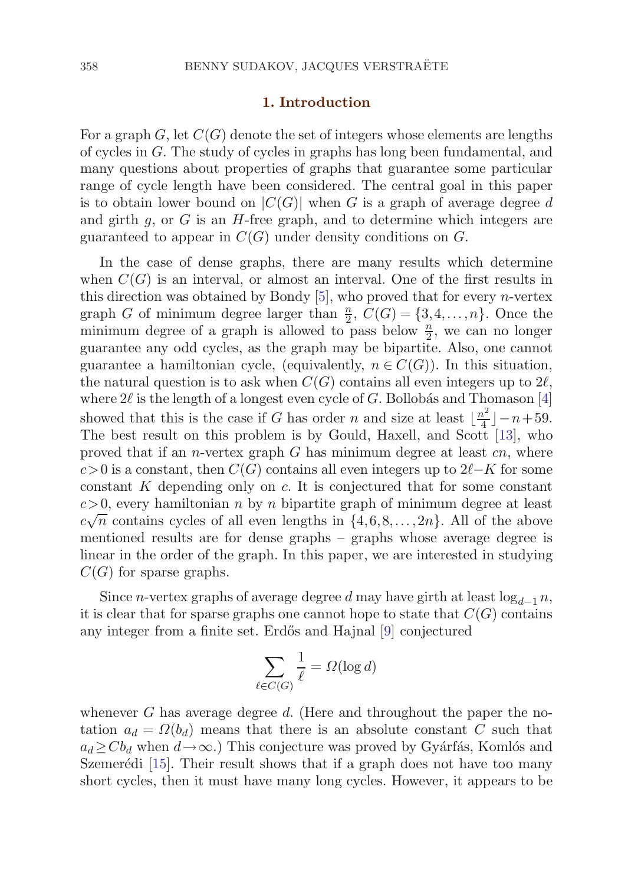## 1. Introduction

For a graph $G$, let $C(G)$ denote the set of integers whose elements are lengths of cycles in $G$. The study of cycles in graphs has long been fundamental, and many questions about properties of graphs that guarantee some particular range of cycle length have been considered. The central goal in this paper is to obtain lower bound on $|C(G)|$ when $G$ is a graph of average degree $d$ and girth $g$, or $G$ is an $H$-free graph, and to determine which integers are guaranteed to appear in $C(G)$ under density conditions on $G$.

In the case of dense graphs, there are many results which determine when $C(G)$ is an interval, or almost an interval. One of the first results in this direction was obtained by Bondy [5], who proved that for every $n$-vertex graph $G$ of minimum degree larger than $\frac{n}{2}$, $C(G)=\{3,4,\dots,n\}$. Once the minimum degree of a graph is allowed to pass below $\frac{n}{2}$, we can no longer guarantee any odd cycles, as the graph may be bipartite. Also, one cannot guarantee a hamiltonian cycle, (equivalently, $n \in C(G)$). In this situation, the natural question is to ask when $C(G)$ contains all even integers up to $2\ell$, where $2\ell$ is the length of a longest even cycle of $G$. Bollobás and Thomason [4] showed that this is the case if $G$ has order $n$ and size at least $\lfloor \frac{n^2}{4} \rfloor - n + 59$. The best result on this problem is by Gould, Haxell, and Scott [13], who proved that if an $n$-vertex graph $G$ has minimum degree at least $cn$, where $c>0$ is a constant, then $C(G)$ contains all even integers up to $2\ell - K$ for some constant $K$ depending only on $c$. It is conjectured that for some constant $c>0$, every hamiltonian $n$ by $n$ bipartite graph of minimum degree at least $c\sqrt{n}$ contains cycles of all even lengths in $\{4,6,8,\dots,2n\}$. All of the above mentioned results are for dense graphs – graphs whose average degree is linear in the order of the graph. In this paper, we are interested in studying $C(G)$ for sparse graphs.

Since $n$-vertex graphs of average degree $d$ may have girth at least $\log_{d-1} n$, it is clear that for sparse graphs one cannot hope to state that $C(G)$ contains any integer from a finite set. Erdős and Hajnal [9] conjectured

$$\sum_{\ell \in C(G)} \frac{1}{\ell} = \Omega(\log d)$$

whenever $G$ has average degree $d$. (Here and throughout the paper the notation $a_d = \Omega(b_d)$ means that there is an absolute constant $C$ such that $a_d \geq C b_d$ when $d \to \infty$.) This conjecture was proved by Gyárfás, Komlós and Szemerédi [15]. Their result shows that if a graph does not have too many short cycles, then it must have many long cycles. However, it appears to be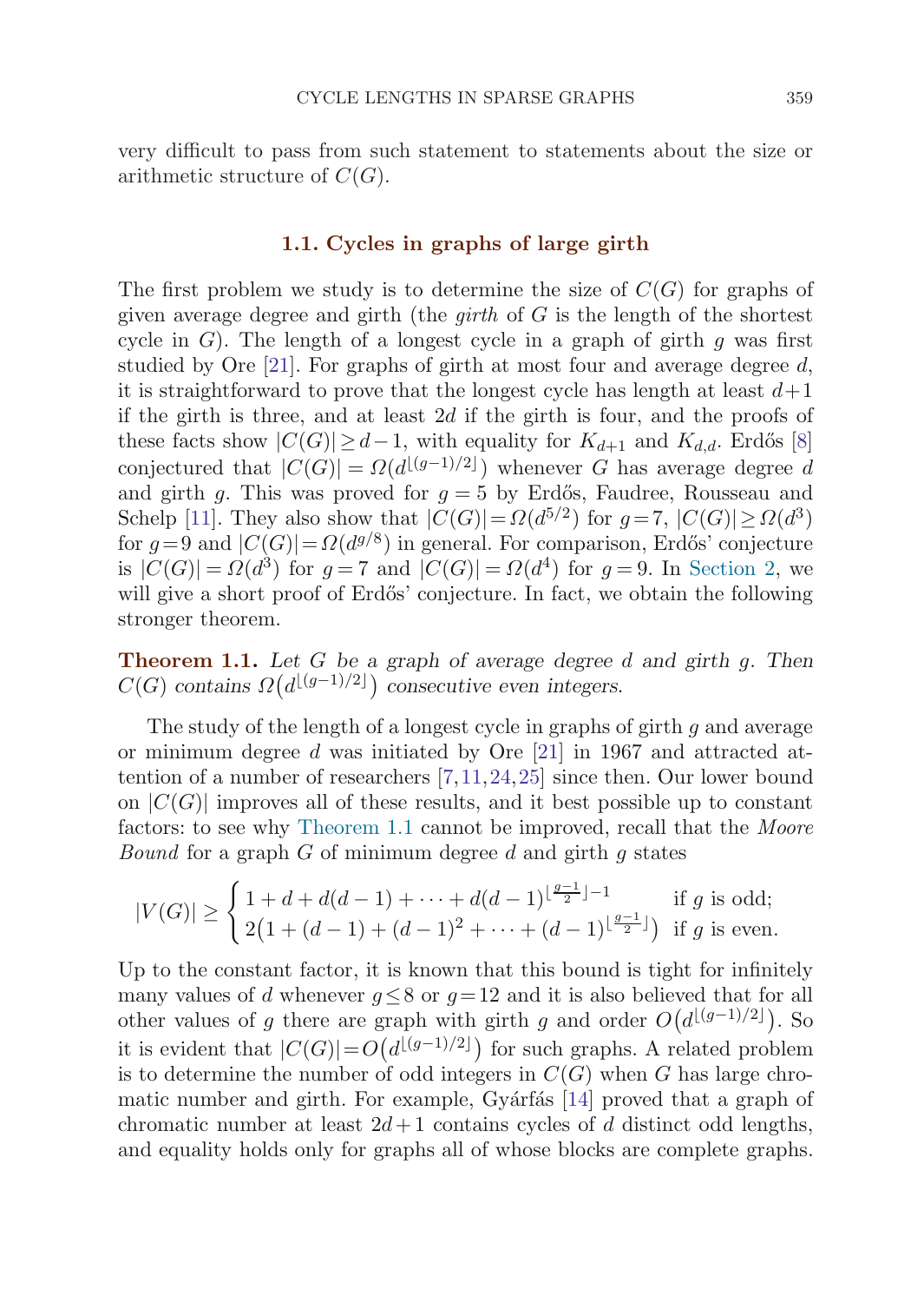very difficult to pass from such statement to statements about the size or arithmetic structure of $C(G)$.

### 1.1. Cycles in graphs of large girth

The first problem we study is to determine the size of $C(G)$ for graphs of given average degree and girth (the *girth* of $G$ is the length of the shortest cycle in $G$). The length of a longest cycle in a graph of girth $g$ was first studied by Ore [21]. For graphs of girth at most four and average degree $d$, it is straightforward to prove that the longest cycle has length at least $d+1$ if the girth is three, and at least $2d$ if the girth is four, and the proofs of these facts show $|C(G)| \geq d-1$, with equality for $K_{d+1}$ and $K_{d,d}$. Erdős [8] conjectured that $|C(G)| = \Omega(d^{\lfloor (g-1)/2 \rfloor})$ whenever $G$ has average degree $d$ and girth $g$. This was proved for $g = 5$ by Erdős, Faudree, Rousseau and Schelp [11]. They also show that $|C(G)| = \Omega(d^{5/2})$ for $g = 7$, $|C(G)| \geq \Omega(d^3)$ for $g = 9$ and $|C(G)| = \Omega(d^{g/8})$ in general. For comparison, Erdős' conjecture is $|C(G)| = \Omega(d^3)$ for $g = 7$ and $|C(G)| = \Omega(d^4)$ for $g = 9$. In Section 2, we will give a short proof of Erdős' conjecture. In fact, we obtain the following stronger theorem.

**Theorem 1.1.** *Let $G$ be a graph of average degree $d$ and girth $g$. Then $C(G)$ contains $\Omega\big(d^{\lfloor (g-1)/2 \rfloor}\big)$ consecutive even integers.*

The study of the length of a longest cycle in graphs of girth $g$ and average or minimum degree $d$ was initiated by Ore [21] in 1967 and attracted attention of a number of researchers [7, 11, 24, 25] since then. Our lower bound on $|C(G)|$ improves all of these results, and it best possible up to constant factors: to see why Theorem 1.1 cannot be improved, recall that the *Moore Bound* for a graph $G$ of minimum degree $d$ and girth $g$ states

$$|V(G)| \geq \begin{cases} 1 + d + d(d-1) + \cdots + d(d-1)^{\lfloor \frac{g-1}{2} \rfloor - 1} & \text{if } g \text{ is odd;} \\ 2\big(1 + (d-1) + (d-1)^2 + \cdots + (d-1)^{\lfloor \frac{g-1}{2} \rfloor}\big) & \text{if } g \text{ is even.} \end{cases}$$

Up to the constant factor, it is known that this bound is tight for infinitely many values of $d$ whenever $g \leq 8$ or $g = 12$ and it is also believed that for all other values of $g$ there are graph with girth $g$ and order $O\big(d^{\lfloor (g-1)/2 \rfloor}\big)$. So it is evident that $|C(G)| = O\big(d^{\lfloor (g-1)/2 \rfloor}\big)$ for such graphs. A related problem is to determine the number of odd integers in $C(G)$ when $G$ has large chromatic number and girth. For example, Gyárfás [14] proved that a graph of chromatic number at least $2d+1$ contains cycles of $d$ distinct odd lengths, and equality holds only for graphs all of whose blocks are complete graphs.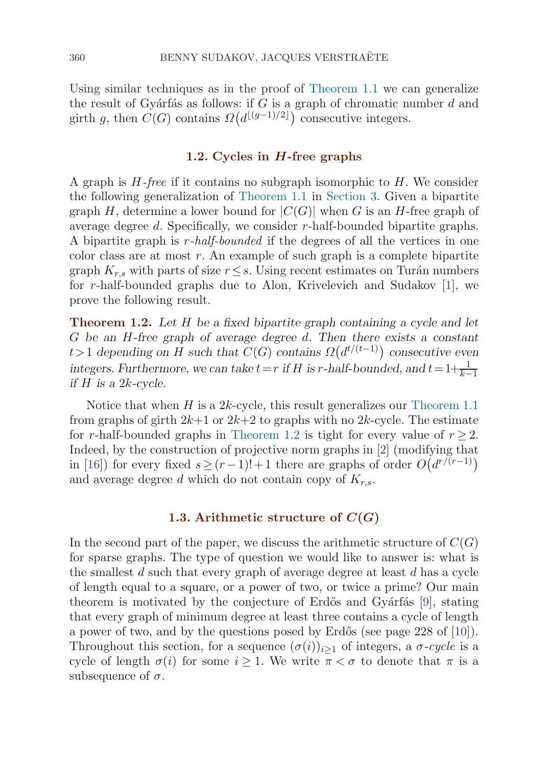Using similar techniques as in the proof of Theorem 1.1 we can generalize the result of Gyárfás as follows: if $G$ is a graph of chromatic number $d$ and girth $g$, then $C(G)$ contains $\Omega\big(d^{\lfloor (g-1)/2 \rfloor}\big)$ consecutive integers.

### 1.2. Cycles in $H$-free graphs

A graph is *$H$-free* if it contains no subgraph isomorphic to $H$. We consider the following generalization of Theorem 1.1 in Section 3. Given a bipartite graph $H$, determine a lower bound for $|C(G)|$ when $G$ is an $H$-free graph of average degree $d$. Specifically, we consider $r$-half-bounded bipartite graphs. A bipartite graph is *$r$-half-bounded* if the degrees of all the vertices in one color class are at most $r$. An example of such graph is a complete bipartite graph $K_{r,s}$ with parts of size $r \le s$. Using recent estimates on Turán numbers for $r$-half-bounded graphs due to Alon, Krivelevich and Sudakov [1], we prove the following result.

**Theorem 1.2.** *Let $H$ be a fixed bipartite graph containing a cycle and let $G$ be an $H$-free graph of average degree $d$. Then there exists a constant $t>1$ depending on $H$ such that $C(G)$ contains $\Omega\big(d^{t/(t-1)}\big)$ consecutive even integers. Furthermore, we can take $t=r$ if $H$ is $r$-half-bounded, and $t=1+\frac{1}{k-1}$ if $H$ is a $2k$-cycle.*

Notice that when $H$ is a $2k$-cycle, this result generalizes our Theorem 1.1 from graphs of girth $2k+1$ or $2k+2$ to graphs with no $2k$-cycle. The estimate for $r$-half-bounded graphs in Theorem 1.2 is tight for every value of $r \ge 2$. Indeed, by the construction of projective norm graphs in [2] (modifying that in [16]) for every fixed $s \ge (r-1)!+1$ there are graphs of order $O\big(d^{r/(r-1)}\big)$ and average degree $d$ which do not contain copy of $K_{r,s}$.

### 1.3. Arithmetic structure of $C(G)$

In the second part of the paper, we discuss the arithmetic structure of $C(G)$ for sparse graphs. The type of question we would like to answer is: what is the smallest $d$ such that every graph of average degree at least $d$ has a cycle of length equal to a square, or a power of two, or twice a prime? Our main theorem is motivated by the conjecture of Erdős and Gyárfás [9], stating that every graph of minimum degree at least three contains a cycle of length a power of two, and by the questions posed by Erdős (see page 228 of [10]). Throughout this section, for a sequence $(\sigma(i))_{i \ge 1}$ of integers, a *$\sigma$-cycle* is a cycle of length $\sigma(i)$ for some $i \ge 1$. We write $\pi < \sigma$ to denote that $\pi$ is a subsequence of $\sigma$.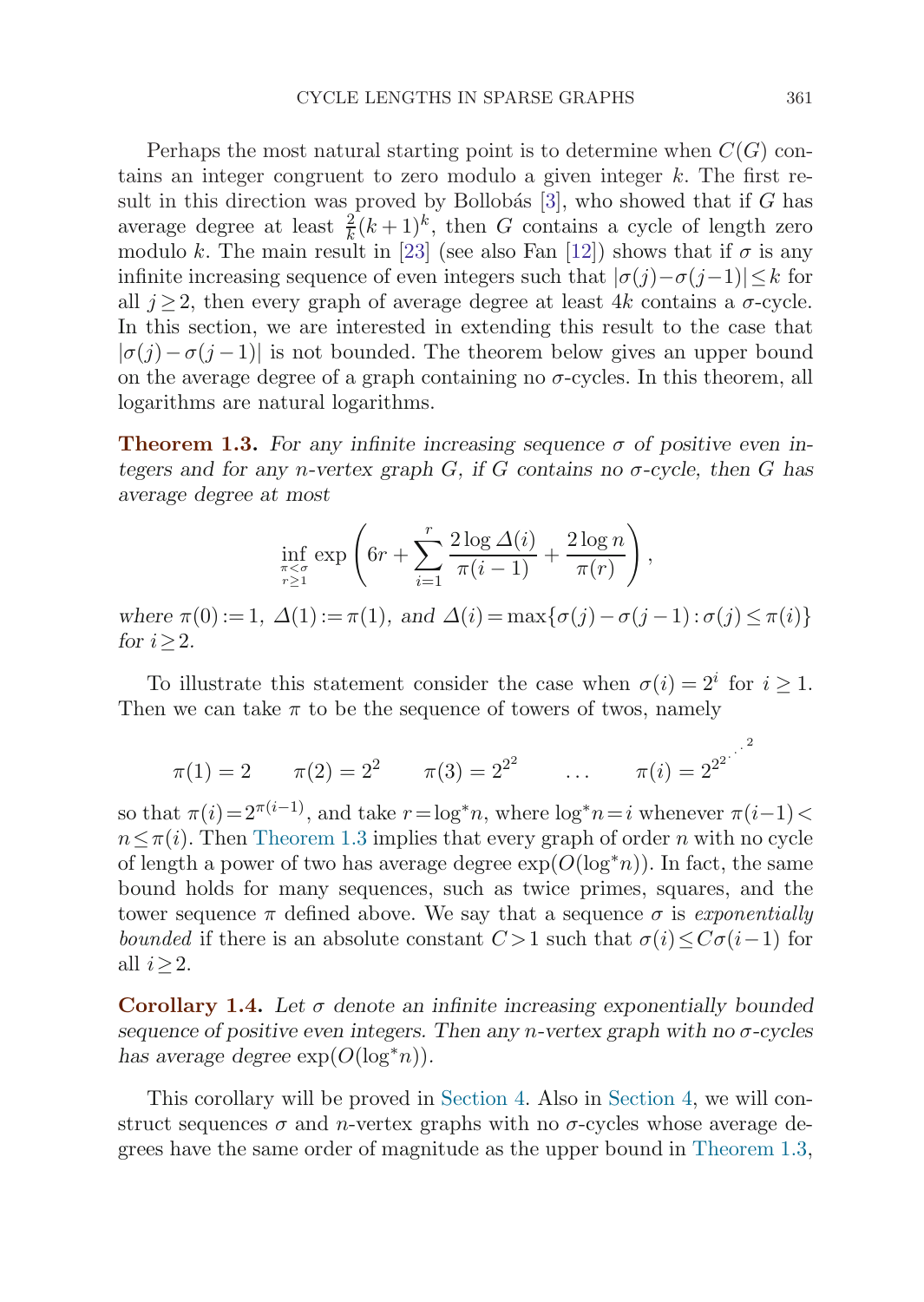Perhaps the most natural starting point is to determine when $C(G)$ contains an integer congruent to zero modulo a given integer $k$. The first result in this direction was proved by Bollobás [3], who showed that if $G$ has average degree at least $\frac{2}{k}(k+1)^k$, then $G$ contains a cycle of length zero modulo $k$. The main result in [23] (see also Fan [12]) shows that if $\sigma$ is any infinite increasing sequence of even integers such that $|\sigma(j)-\sigma(j-1)| \leq k$ for all $j \geq 2$, then every graph of average degree at least $4k$ contains a $\sigma$-cycle. In this section, we are interested in extending this result to the case that $|\sigma(j)-\sigma(j-1)|$ is not bounded. The theorem below gives an upper bound on the average degree of a graph containing no $\sigma$-cycles. In this theorem, all logarithms are natural logarithms.

**Theorem 1.3.** *For any infinite increasing sequence $\sigma$ of positive even integers and for any $n$-vertex graph $G$, if $G$ contains no $\sigma$-cycle, then $G$ has average degree at most*

$$\inf_{\substack{\pi < \sigma \\ r \geq 1}} \exp\left(6r + \sum_{i=1}^{r} \frac{2\log \Delta(i)}{\pi(i-1)} + \frac{2\log n}{\pi(r)}\right),$$

*where $\pi(0) := 1$, $\Delta(1) := \pi(1)$, and $\Delta(i) = \max\{\sigma(j)-\sigma(j-1) : \sigma(j) \leq \pi(i)\}$ for $i \geq 2$.*

To illustrate this statement consider the case when $\sigma(i) = 2^i$ for $i \geq 1$. Then we can take $\pi$ to be the sequence of towers of twos, namely

$$\pi(1) = 2 \qquad \pi(2) = 2^2 \qquad \pi(3) = 2^{2^2} \qquad \ldots \qquad \pi(i) = 2^{2^{2^{\cdot^{\cdot^{2}}}}}$$

so that $\pi(i) = 2^{\pi(i-1)}$, and take $r = \log^* n$, where $\log^* n = i$ whenever $\pi(i-1) < n \leq \pi(i)$. Then Theorem 1.3 implies that every graph of order $n$ with no cycle of length a power of two has average degree $\exp(O(\log^* n))$. In fact, the same bound holds for many sequences, such as twice primes, squares, and the tower sequence $\pi$ defined above. We say that a sequence $\sigma$ is *exponentially bounded* if there is an absolute constant $C > 1$ such that $\sigma(i) \leq C\sigma(i-1)$ for all $i \geq 2$.

**Corollary 1.4.** *Let $\sigma$ denote an infinite increasing exponentially bounded sequence of positive even integers. Then any $n$-vertex graph with no $\sigma$-cycles has average degree $\exp(O(\log^* n))$.*

This corollary will be proved in Section 4. Also in Section 4, we will construct sequences $\sigma$ and $n$-vertex graphs with no $\sigma$-cycles whose average degrees have the same order of magnitude as the upper bound in Theorem 1.3,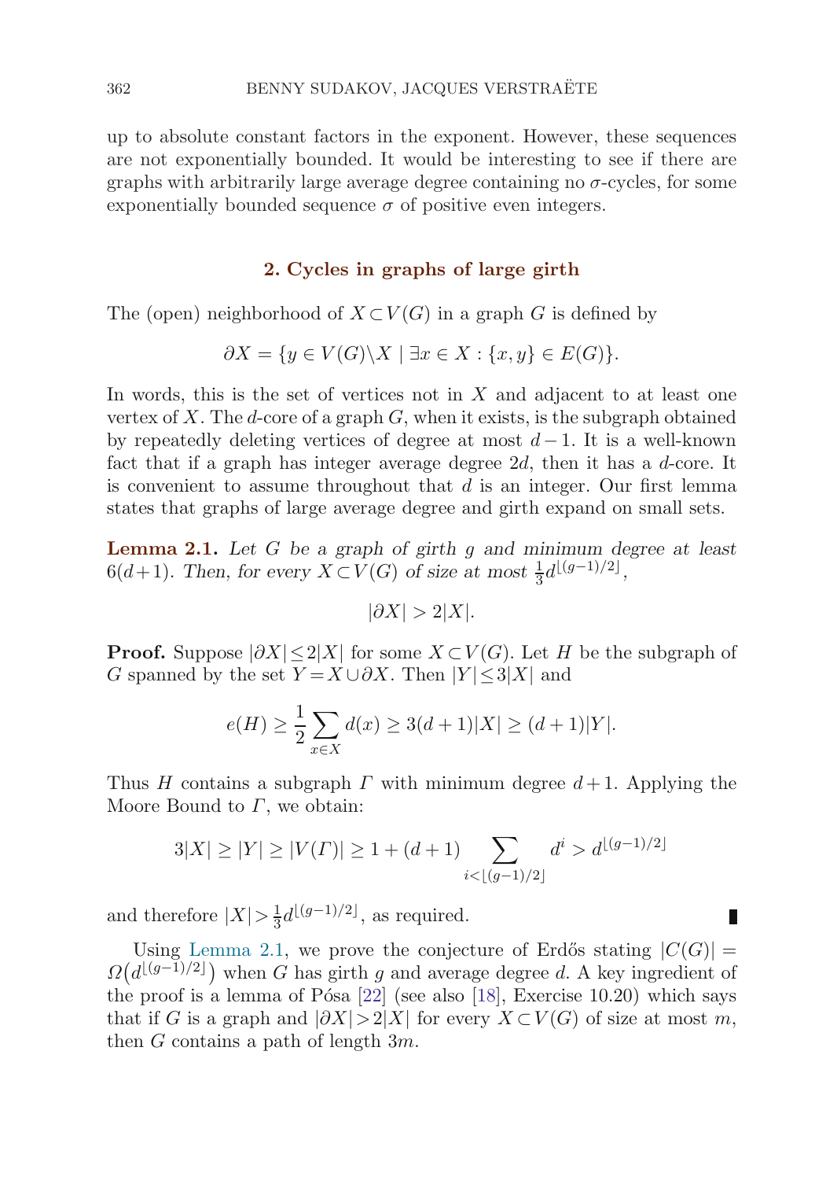up to absolute constant factors in the exponent. However, these sequences are not exponentially bounded. It would be interesting to see if there are graphs with arbitrarily large average degree containing no $\sigma$-cycles, for some exponentially bounded sequence $\sigma$ of positive even integers.

## 2. Cycles in graphs of large girth

The (open) neighborhood of $X \subset V(G)$ in a graph $G$ is defined by

$$\partial X = \{y \in V(G) \backslash X \mid \exists x \in X : \{x, y\} \in E(G)\}.$$

In words, this is the set of vertices not in $X$ and adjacent to at least one vertex of $X$. The $d$-core of a graph $G$, when it exists, is the subgraph obtained by repeatedly deleting vertices of degree at most $d-1$. It is a well-known fact that if a graph has integer average degree $2d$, then it has a $d$-core. It is convenient to assume throughout that $d$ is an integer. Our first lemma states that graphs of large average degree and girth expand on small sets.

**Lemma 2.1.** *Let $G$ be a graph of girth $g$ and minimum degree at least $6(d+1)$. Then, for every $X \subset V(G)$ of size at most $\frac{1}{3}d^{\lfloor (g-1)/2 \rfloor}$,*

$$|\partial X| > 2|X|.$$

**Proof.** Suppose $|\partial X| \leq 2|X|$ for some $X \subset V(G)$. Let $H$ be the subgraph of $G$ spanned by the set $Y = X \cup \partial X$. Then $|Y| \leq 3|X|$ and

$$e(H) \geq \frac{1}{2} \sum_{x \in X} d(x) \geq 3(d+1)|X| \geq (d+1)|Y|.$$

Thus $H$ contains a subgraph $\Gamma$ with minimum degree $d+1$. Applying the Moore Bound to $\Gamma$, we obtain:

$$3|X| \geq |Y| \geq |V(\Gamma)| \geq 1 + (d+1) \sum_{i < \lfloor (g-1)/2 \rfloor} d^i > d^{\lfloor (g-1)/2 \rfloor}$$

and therefore $|X| > \frac{1}{3}d^{\lfloor (g-1)/2 \rfloor}$, as required. ∎

Using Lemma 2.1, we prove the conjecture of Erdős stating $|C(G)| = \Omega\big(d^{\lfloor (g-1)/2 \rfloor}\big)$ when $G$ has girth $g$ and average degree $d$. A key ingredient of the proof is a lemma of Pósa [22] (see also [18], Exercise 10.20) which says that if $G$ is a graph and $|\partial X| > 2|X|$ for every $X \subset V(G)$ of size at most $m$, then $G$ contains a path of length $3m$.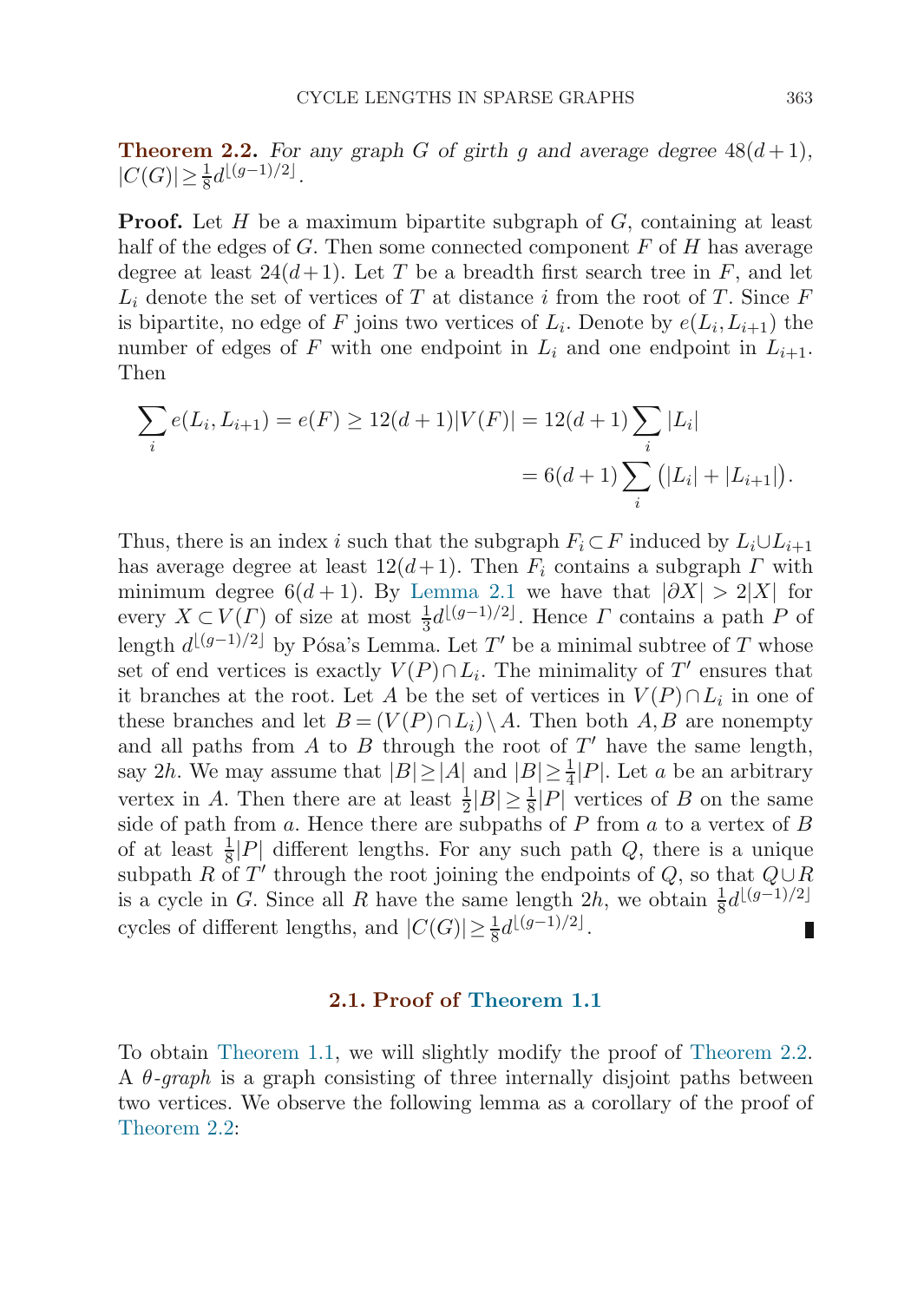**Theorem 2.2.** *For any graph $G$ of girth $g$ and average degree $48(d+1)$, $|C(G)| \geq \frac{1}{8}d^{\lfloor (g-1)/2 \rfloor}$.*

**Proof.** Let $H$ be a maximum bipartite subgraph of $G$, containing at least half of the edges of $G$. Then some connected component $F$ of $H$ has average degree at least $24(d+1)$. Let $T$ be a breadth first search tree in $F$, and let $L_i$ denote the set of vertices of $T$ at distance $i$ from the root of $T$. Since $F$ is bipartite, no edge of $F$ joins two vertices of $L_i$. Denote by $e(L_i, L_{i+1})$ the number of edges of $F$ with one endpoint in $L_i$ and one endpoint in $L_{i+1}$. Then

$$\sum_i e(L_i, L_{i+1}) = e(F) \geq 12(d+1)|V(F)| = 12(d+1)\sum_i |L_i|$$
$$= 6(d+1)\sum_i \big(|L_i| + |L_{i+1}|\big).$$

Thus, there is an index $i$ such that the subgraph $F_i \subset F$ induced by $L_i \cup L_{i+1}$ has average degree at least $12(d+1)$. Then $F_i$ contains a subgraph $\Gamma$ with minimum degree $6(d+1)$. By Lemma 2.1 we have that $|\partial X| > 2|X|$ for every $X \subset V(\Gamma)$ of size at most $\frac{1}{3}d^{\lfloor (g-1)/2 \rfloor}$. Hence $\Gamma$ contains a path $P$ of length $d^{\lfloor (g-1)/2 \rfloor}$ by Pósa's Lemma. Let $T'$ be a minimal subtree of $T$ whose set of end vertices is exactly $V(P) \cap L_i$. The minimality of $T'$ ensures that it branches at the root. Let $A$ be the set of vertices in $V(P) \cap L_i$ in one of these branches and let $B = (V(P) \cap L_i) \setminus A$. Then both $A, B$ are nonempty and all paths from $A$ to $B$ through the root of $T'$ have the same length, say $2h$. We may assume that $|B| \geq |A|$ and $|B| \geq \frac{1}{4}|P|$. Let $a$ be an arbitrary vertex in $A$. Then there are at least $\frac{1}{2}|B| \geq \frac{1}{8}|P|$ vertices of $B$ on the same side of path from $a$. Hence there are subpaths of $P$ from $a$ to a vertex of $B$ of at least $\frac{1}{8}|P|$ different lengths. For any such path $Q$, there is a unique subpath $R$ of $T'$ through the root joining the endpoints of $Q$, so that $Q \cup R$ is a cycle in $G$. Since all $R$ have the same length $2h$, we obtain $\frac{1}{8}d^{\lfloor (g-1)/2 \rfloor}$ cycles of different lengths, and $|C(G)| \geq \frac{1}{8}d^{\lfloor (g-1)/2 \rfloor}$. ∎

### 2.1. Proof of Theorem 1.1

To obtain Theorem 1.1, we will slightly modify the proof of Theorem 2.2. A *θ-graph* is a graph consisting of three internally disjoint paths between two vertices. We observe the following lemma as a corollary of the proof of Theorem 2.2: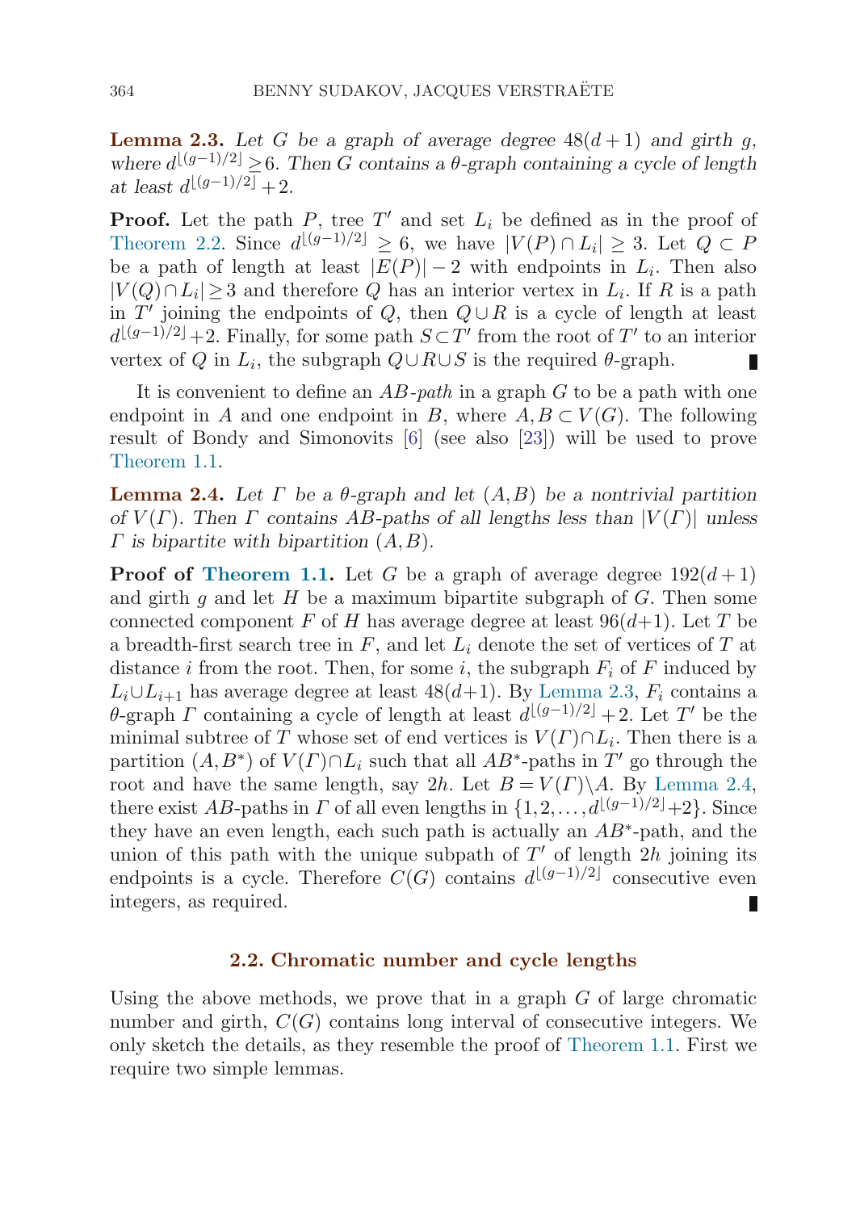**Lemma 2.3.** *Let $G$ be a graph of average degree $48(d+1)$ and girth $g$, where $d^{\lfloor (g-1)/2 \rfloor} \geq 6$. Then $G$ contains a $\theta$-graph containing a cycle of length at least $d^{\lfloor (g-1)/2 \rfloor} + 2$.*

**Proof.** Let the path $P$, tree $T'$ and set $L_i$ be defined as in the proof of Theorem 2.2. Since $d^{\lfloor (g-1)/2 \rfloor} \geq 6$, we have $|V(P) \cap L_i| \geq 3$. Let $Q \subset P$ be a path of length at least $|E(P)| - 2$ with endpoints in $L_i$. Then also $|V(Q) \cap L_i| \geq 3$ and therefore $Q$ has an interior vertex in $L_i$. If $R$ is a path in $T'$ joining the endpoints of $Q$, then $Q \cup R$ is a cycle of length at least $d^{\lfloor (g-1)/2 \rfloor} + 2$. Finally, for some path $S \subset T'$ from the root of $T'$ to an interior vertex of $Q$ in $L_i$, the subgraph $Q \cup R \cup S$ is the required $\theta$-graph. ∎

It is convenient to define an *$AB$-path* in a graph $G$ to be a path with one endpoint in $A$ and one endpoint in $B$, where $A, B \subset V(G)$. The following result of Bondy and Simonovits [6] (see also [23]) will be used to prove Theorem 1.1.

**Lemma 2.4.** *Let $\Gamma$ be a $\theta$-graph and let $(A, B)$ be a nontrivial partition of $V(\Gamma)$. Then $\Gamma$ contains $AB$-paths of all lengths less than $|V(\Gamma)|$ unless $\Gamma$ is bipartite with bipartition $(A, B)$.*

**Proof of Theorem 1.1.** Let $G$ be a graph of average degree $192(d+1)$ and girth $g$ and let $H$ be a maximum bipartite subgraph of $G$. Then some connected component $F$ of $H$ has average degree at least $96(d+1)$. Let $T$ be a breadth-first search tree in $F$, and let $L_i$ denote the set of vertices of $T$ at distance $i$ from the root. Then, for some $i$, the subgraph $F_i$ of $F$ induced by $L_i \cup L_{i+1}$ has average degree at least $48(d+1)$. By Lemma 2.3, $F_i$ contains a $\theta$-graph $\Gamma$ containing a cycle of length at least $d^{\lfloor (g-1)/2 \rfloor} + 2$. Let $T'$ be the minimal subtree of $T$ whose set of end vertices is $V(\Gamma) \cap L_i$. Then there is a partition $(A, B^*)$ of $V(\Gamma) \cap L_i$ such that all $AB^*$-paths in $T'$ go through the root and have the same length, say $2h$. Let $B = V(\Gamma) \backslash A$. By Lemma 2.4, there exist $AB$-paths in $\Gamma$ of all even lengths in $\{1, 2, \ldots, d^{\lfloor (g-1)/2 \rfloor} + 2\}$. Since they have an even length, each such path is actually an $AB^*$-path, and the union of this path with the unique subpath of $T'$ of length $2h$ joining its endpoints is a cycle. Therefore $C(G)$ contains $d^{\lfloor (g-1)/2 \rfloor}$ consecutive even integers, as required. ∎

### 2.2. Chromatic number and cycle lengths

Using the above methods, we prove that in a graph $G$ of large chromatic number and girth, $C(G)$ contains long interval of consecutive integers. We only sketch the details, as they resemble the proof of Theorem 1.1. First we require two simple lemmas.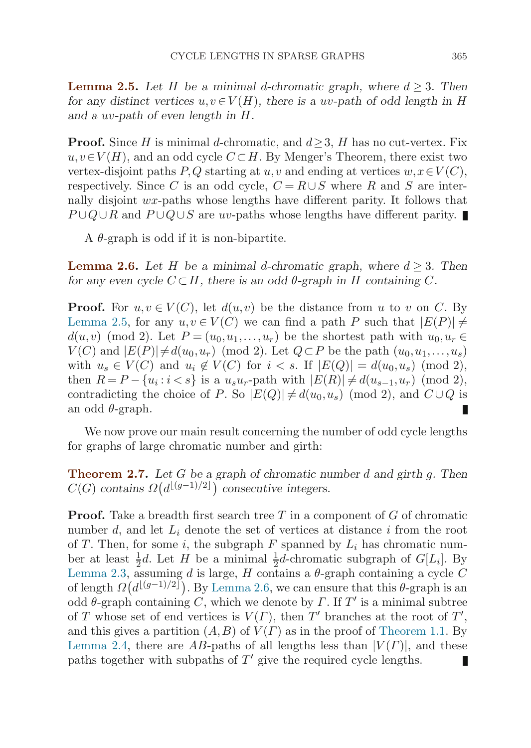**Lemma 2.5.** *Let $H$ be a minimal $d$-chromatic graph, where $d \geq 3$. Then for any distinct vertices $u, v \in V(H)$, there is a $uv$-path of odd length in $H$ and a $uv$-path of even length in $H$.*

**Proof.** Since $H$ is minimal $d$-chromatic, and $d \geq 3$, $H$ has no cut-vertex. Fix $u, v \in V(H)$, and an odd cycle $C \subset H$. By Menger's Theorem, there exist two vertex-disjoint paths $P, Q$ starting at $u, v$ and ending at vertices $w, x \in V(C)$, respectively. Since $C$ is an odd cycle, $C = R \cup S$ where $R$ and $S$ are internally disjoint $wx$-paths whose lengths have different parity. It follows that $P \cup Q \cup R$ and $P \cup Q \cup S$ are $uv$-paths whose lengths have different parity. ∎

A $\theta$-graph is odd if it is non-bipartite.

**Lemma 2.6.** *Let $H$ be a minimal $d$-chromatic graph, where $d \geq 3$. Then for any even cycle $C \subset H$, there is an odd $\theta$-graph in $H$ containing $C$.*

**Proof.** For $u, v \in V(C)$, let $d(u,v)$ be the distance from $u$ to $v$ on $C$. By Lemma 2.5, for any $u, v \in V(C)$ we can find a path $P$ such that $|E(P)| \neq d(u,v) \pmod 2$. Let $P = (u_0, u_1, \ldots, u_r)$ be the shortest path with $u_0, u_r \in V(C)$ and $|E(P)| \neq d(u_0, u_r) \pmod 2$. Let $Q \subset P$ be the path $(u_0, u_1, \ldots, u_s)$ with $u_s \in V(C)$ and $u_i \notin V(C)$ for $i < s$. If $|E(Q)| = d(u_0, u_s) \pmod 2$, then $R = P - \{u_i : i < s\}$ is a $u_s u_r$-path with $|E(R)| \neq d(u_{s-1}, u_r) \pmod 2$, contradicting the choice of $P$. So $|E(Q)| \neq d(u_0, u_s) \pmod 2$, and $C \cup Q$ is an odd $\theta$-graph. ∎

We now prove our main result concerning the number of odd cycle lengths for graphs of large chromatic number and girth:

**Theorem 2.7.** *Let $G$ be a graph of chromatic number $d$ and girth $g$. Then $\mathcal{C}(G)$ contains $\Omega\big(d^{\lfloor (g-1)/2 \rfloor}\big)$ consecutive integers.*

**Proof.** Take a breadth first search tree $T$ in a component of $G$ of chromatic number $d$, and let $L_i$ denote the set of vertices at distance $i$ from the root of $T$. Then, for some $i$, the subgraph $F$ spanned by $L_i$ has chromatic number at least $\frac{1}{2}d$. Let $H$ be a minimal $\frac{1}{2}d$-chromatic subgraph of $G[L_i]$. By Lemma 2.3, assuming $d$ is large, $H$ contains a $\theta$-graph containing a cycle $C$ of length $\Omega\big(d^{\lfloor (g-1)/2 \rfloor}\big)$. By Lemma 2.6, we can ensure that this $\theta$-graph is an odd $\theta$-graph containing $C$, which we denote by $\Gamma$. If $T'$ is a minimal subtree of $T$ whose set of end vertices is $V(\Gamma)$, then $T'$ branches at the root of $T'$, and this gives a partition $(A, B)$ of $V(\Gamma)$ as in the proof of Theorem 1.1. By Lemma 2.4, there are $AB$-paths of all lengths less than $|V(\Gamma)|$, and these paths together with subpaths of $T'$ give the required cycle lengths. ∎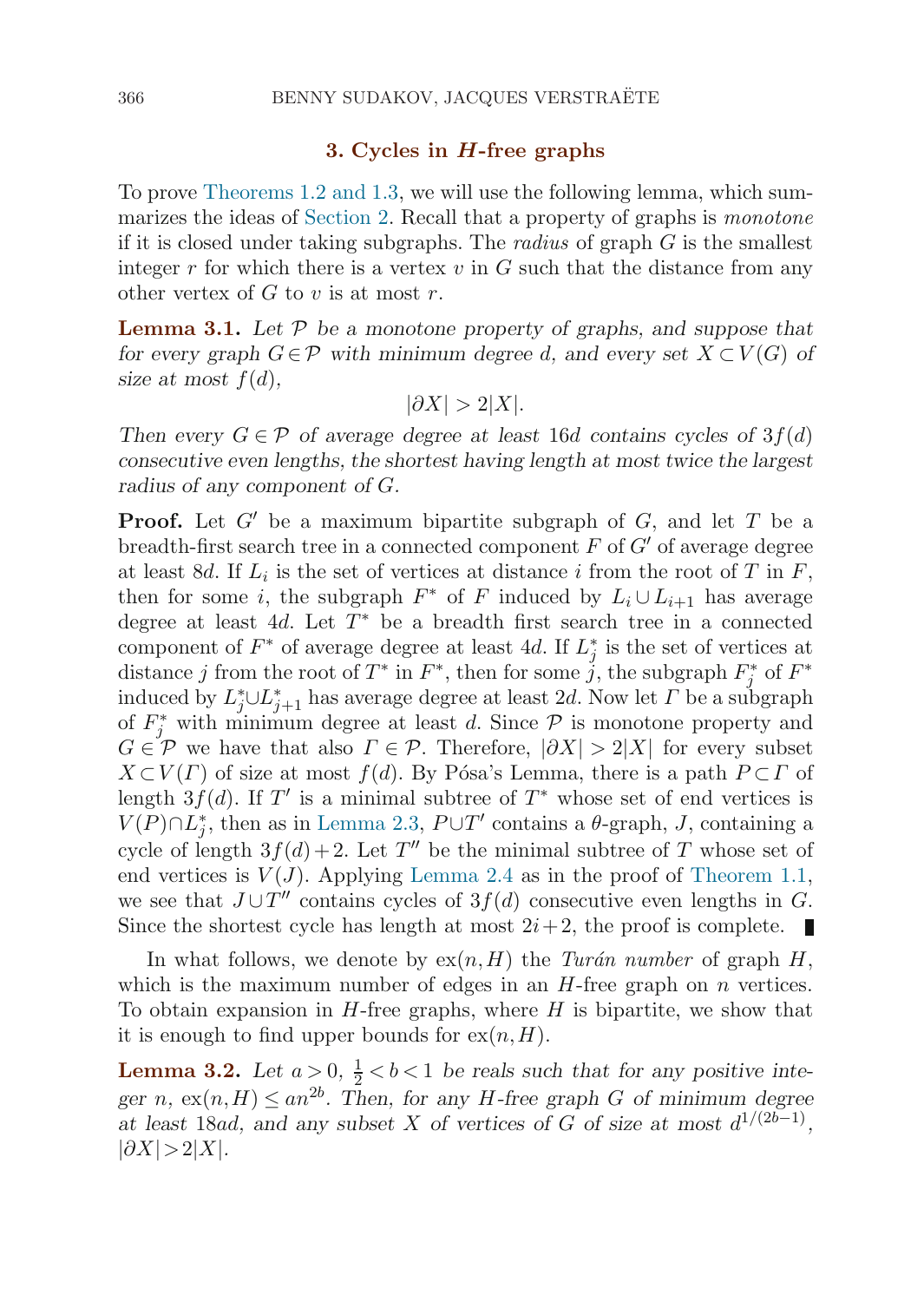## 3. Cycles in $H$-free graphs

To prove Theorems 1.2 and 1.3, we will use the following lemma, which summarizes the ideas of Section 2. Recall that a property of graphs is *monotone* if it is closed under taking subgraphs. The *radius* of graph $G$ is the smallest integer $r$ for which there is a vertex $v$ in $G$ such that the distance from any other vertex of $G$ to $v$ is at most $r$.

**Lemma 3.1.** *Let $\mathcal{P}$ be a monotone property of graphs, and suppose that for every graph $G \in \mathcal{P}$ with minimum degree $d$, and every set $X \subset V(G)$ of size at most $f(d)$,*

$$|\partial X| > 2|X|.$$

*Then every $G \in \mathcal{P}$ of average degree at least $16d$ contains cycles of $3f(d)$ consecutive even lengths, the shortest having length at most twice the largest radius of any component of $G$.*

**Proof.** Let $G'$ be a maximum bipartite subgraph of $G$, and let $T$ be a breadth-first search tree in a connected component $F$ of $G'$ of average degree at least $8d$. If $L_i$ is the set of vertices at distance $i$ from the root of $T$ in $F$, then for some $i$, the subgraph $F^*$ of $F$ induced by $L_i \cup L_{i+1}$ has average degree at least $4d$. Let $T^*$ be a breadth first search tree in a connected component of $F^*$ of average degree at least $4d$. If $L^*_j$ is the set of vertices at distance $j$ from the root of $T^*$ in $F^*$, then for some $j$, the subgraph $F^*_j$ of $F^*$ induced by $L^*_j \cup L^*_{j+1}$ has average degree at least $2d$. Now let $\Gamma$ be a subgraph of $F^*_j$ with minimum degree at least $d$. Since $\mathcal{P}$ is monotone property and $G \in \mathcal{P}$ we have that also $\Gamma \in \mathcal{P}$. Therefore, $|\partial X| > 2|X|$ for every subset $X \subset V(\Gamma)$ of size at most $f(d)$. By Pósa's Lemma, there is a path $P \subset \Gamma$ of length $3f(d)$. If $T'$ is a minimal subtree of $T^*$ whose set of end vertices is $V(P) \cap L^*_j$, then as in Lemma 2.3, $P \cup T'$ contains a $\theta$-graph, $J$, containing a cycle of length $3f(d)+2$. Let $T''$ be the minimal subtree of $T$ whose set of end vertices is $V(J)$. Applying Lemma 2.4 as in the proof of Theorem 1.1, we see that $J \cup T''$ contains cycles of $3f(d)$ consecutive even lengths in $G$. Since the shortest cycle has length at most $2i+2$, the proof is complete. ∎

In what follows, we denote by $\mathrm{ex}(n, H)$ the *Turán number* of graph $H$, which is the maximum number of edges in an $H$-free graph on $n$ vertices. To obtain expansion in $H$-free graphs, where $H$ is bipartite, we show that it is enough to find upper bounds for $\mathrm{ex}(n, H)$.

**Lemma 3.2.** *Let $a > 0$, $\frac{1}{2} < b < 1$ be reals such that for any positive integer $n$, $\mathrm{ex}(n, H) \leq an^{2b}$. Then, for any $H$-free graph $G$ of minimum degree at least $18ad$, and any subset $X$ of vertices of $G$ of size at most $d^{1/(2b-1)}$, $|\partial X| > 2|X|$.*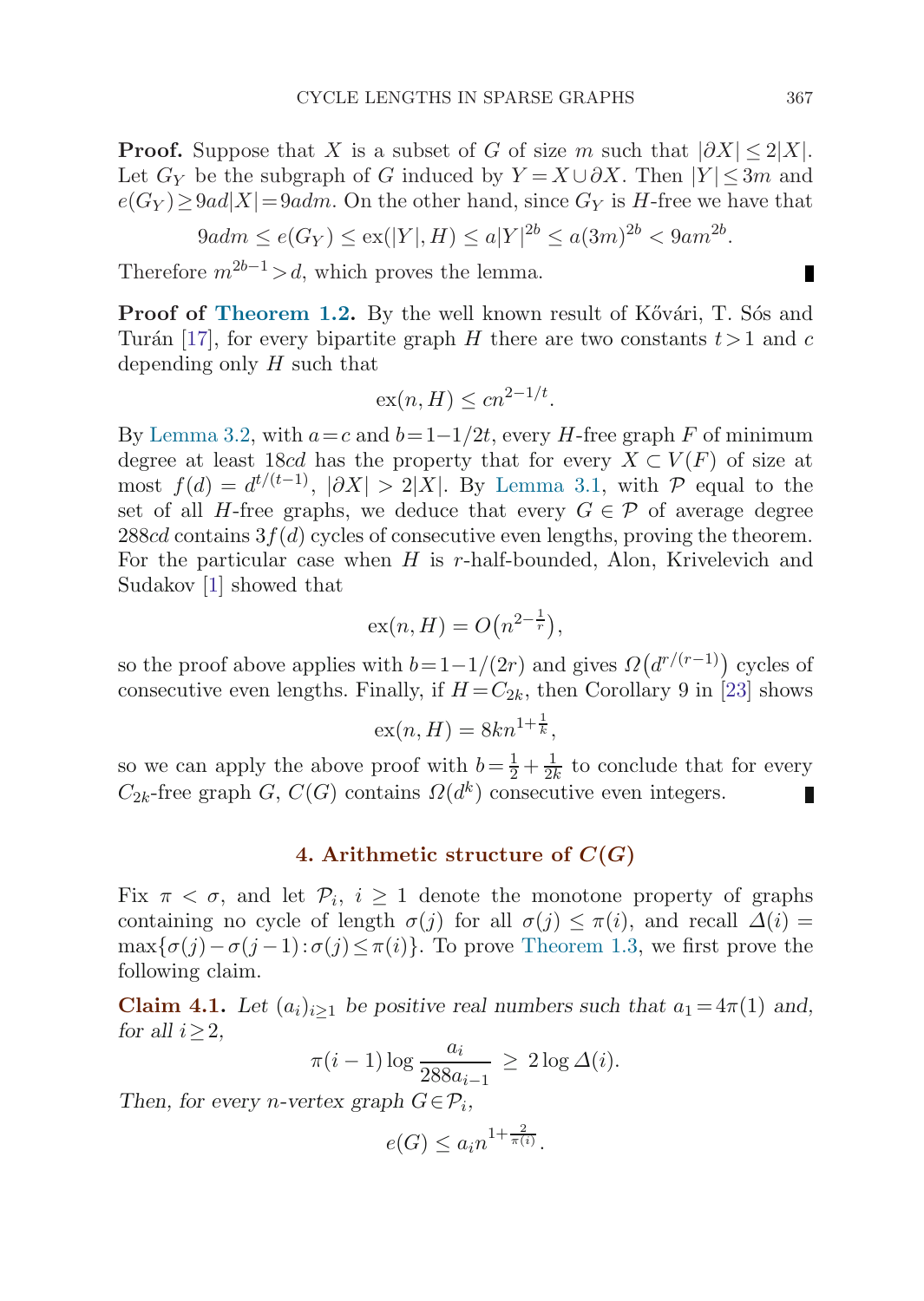**Proof.** Suppose that $X$ is a subset of $G$ of size $m$ such that $|\partial X| \le 2|X|$. Let $G_Y$ be the subgraph of $G$ induced by $Y = X \cup \partial X$. Then $|Y| \le 3m$ and $e(G_Y) \ge 9ad|X| = 9adm$. On the other hand, since $G_Y$ is $H$-free we have that

$$9adm \le e(G_Y) \le \mathrm{ex}(|Y|, H) \le a|Y|^{2b} \le a(3m)^{2b} < 9am^{2b}.$$

Therefore $m^{2b-1} > d$, which proves the lemma. ∎

**Proof of Theorem 1.2.** By the well known result of Kővári, T. Sós and Turán [17], for every bipartite graph $H$ there are two constants $t > 1$ and $c$ depending only $H$ such that

$$\mathrm{ex}(n, H) \le cn^{2-1/t}.$$

By Lemma 3.2, with $a = c$ and $b = 1 - 1/2t$, every $H$-free graph $F$ of minimum degree at least $18cd$ has the property that for every $X \subset V(F)$ of size at most $f(d) = d^{t/(t-1)}$, $|\partial X| > 2|X|$. By Lemma 3.1, with $\mathcal{P}$ equal to the set of all $H$-free graphs, we deduce that every $G \in \mathcal{P}$ of average degree $288cd$ contains $3f(d)$ cycles of consecutive even lengths, proving the theorem. For the particular case when $H$ is $r$-half-bounded, Alon, Krivelevich and Sudakov [1] showed that

$$\mathrm{ex}(n, H) = O\big(n^{2-\frac{1}{r}}\big),$$

so the proof above applies with $b = 1 - 1/(2r)$ and gives $\Omega\big(d^{r/(r-1)}\big)$ cycles of consecutive even lengths. Finally, if $H = C_{2k}$, then Corollary 9 in [23] shows

$$\mathrm{ex}(n, H) = 8kn^{1+\frac{1}{k}},$$

so we can apply the above proof with $b = \frac{1}{2} + \frac{1}{2k}$ to conclude that for every $C_{2k}$-free graph $G$, $C(G)$ contains $\Omega(d^k)$ consecutive even integers. ∎

## 4. Arithmetic structure of $C(G)$

Fix $\pi < \sigma$, and let $\mathcal{P}_i$, $i \ge 1$ denote the monotone property of graphs containing no cycle of length $\sigma(j)$ for all $\sigma(j) \le \pi(i)$, and recall $\Delta(i) = \max\{\sigma(j) - \sigma(j-1) : \sigma(j) \le \pi(i)\}$. To prove Theorem 1.3, we first prove the following claim.

**Claim 4.1.** *Let $(a_i)_{i \ge 1}$ be positive real numbers such that $a_1 = 4\pi(1)$ and, for all $i \ge 2$,*

$$\pi(i-1) \log \frac{a_i}{288 a_{i-1}} \ \ge\ 2 \log \Delta(i).$$

*Then, for every $n$-vertex graph $G \in \mathcal{P}_i$,*

$$e(G) \le a_i n^{1+\frac{2}{\pi(i)}}.$$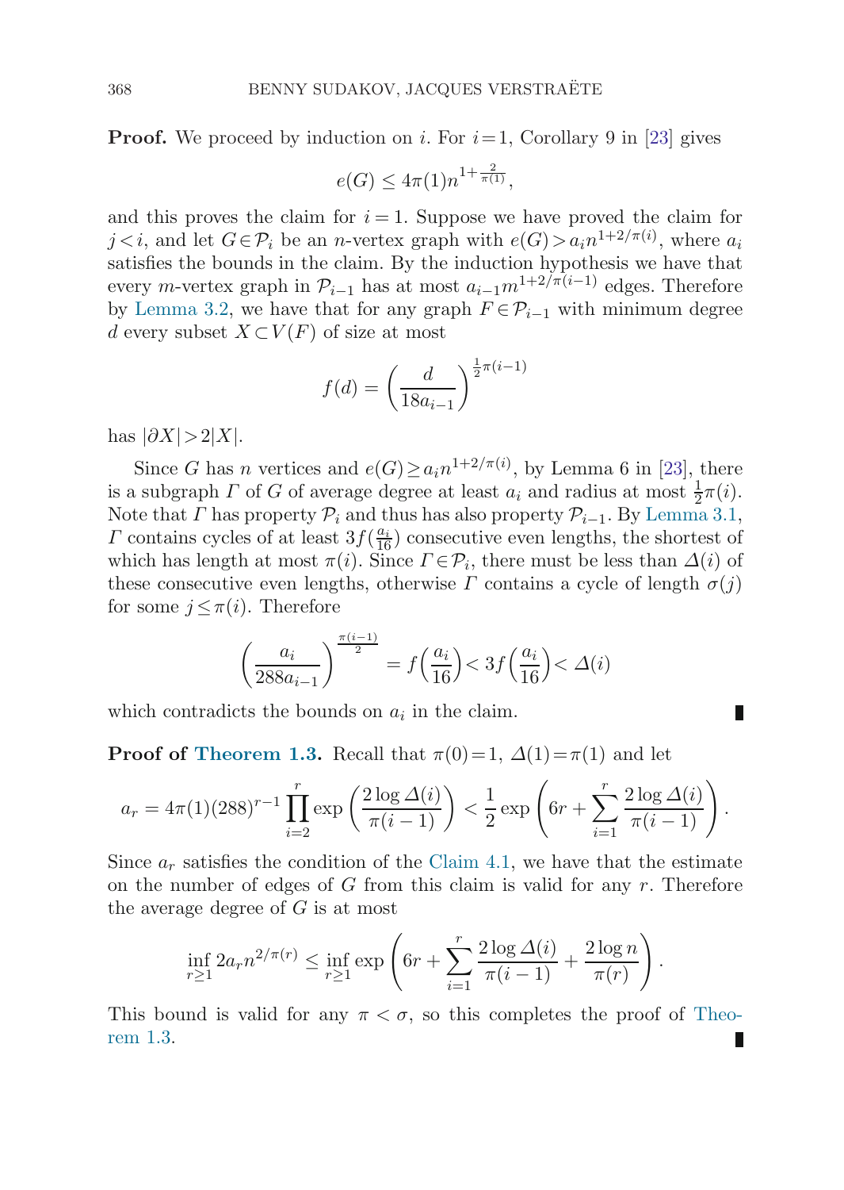**Proof.** We proceed by induction on $i$. For $i=1$, Corollary 9 in [23] gives

$$e(G) \le 4\pi(1) n^{1+\frac{2}{\pi(1)}},$$

and this proves the claim for $i=1$. Suppose we have proved the claim for $j<i$, and let $G \in \mathcal{P}_i$ be an $n$-vertex graph with $e(G) > a_i n^{1+2/\pi(i)}$, where $a_i$ satisfies the bounds in the claim. By the induction hypothesis we have that every $m$-vertex graph in $\mathcal{P}_{i-1}$ has at most $a_{i-1} m^{1+2/\pi(i-1)}$ edges. Therefore by Lemma 3.2, we have that for any graph $F \in \mathcal{P}_{i-1}$ with minimum degree $d$ every subset $X \subset V(F)$ of size at most

$$f(d) = \left(\frac{d}{18 a_{i-1}}\right)^{\frac{1}{2}\pi(i-1)}$$

has $|\partial X| > 2|X|$.

Since $G$ has $n$ vertices and $e(G) \ge a_i n^{1+2/\pi(i)}$, by Lemma 6 in [23], there is a subgraph $\Gamma$ of $G$ of average degree at least $a_i$ and radius at most $\frac{1}{2}\pi(i)$. Note that $\Gamma$ has property $\mathcal{P}_i$ and thus has also property $\mathcal{P}_{i-1}$. By Lemma 3.1, $\Gamma$ contains cycles of at least $3f(\frac{a_i}{16})$ consecutive even lengths, the shortest of which has length at most $\pi(i)$. Since $\Gamma \in \mathcal{P}_i$, there must be less than $\Delta(i)$ of these consecutive even lengths, otherwise $\Gamma$ contains a cycle of length $\sigma(j)$ for some $j \le \pi(i)$. Therefore

$$\left(\frac{a_i}{288 a_{i-1}}\right)^{\frac{\pi(i-1)}{2}} = f\left(\frac{a_i}{16}\right) < 3f\left(\frac{a_i}{16}\right) < \Delta(i)$$

which contradicts the bounds on $a_i$ in the claim. ∎

**Proof of Theorem 1.3.** Recall that $\pi(0)=1$, $\Delta(1)=\pi(1)$ and let

$$a_r = 4\pi(1)(288)^{r-1} \prod_{i=2}^{r} \exp\left(\frac{2\log \Delta(i)}{\pi(i-1)}\right) < \frac{1}{2}\exp\left(6r + \sum_{i=1}^{r} \frac{2\log \Delta(i)}{\pi(i-1)}\right).$$

Since $a_r$ satisfies the condition of the Claim 4.1, we have that the estimate on the number of edges of $G$ from this claim is valid for any $r$. Therefore the average degree of $G$ is at most

$$\inf_{r\ge 1} 2a_r n^{2/\pi(r)} \le \inf_{r \ge 1} \exp\left(6r + \sum_{i=1}^{r} \frac{2\log \Delta(i)}{\pi(i-1)} + \frac{2\log n}{\pi(r)}\right).$$

This bound is valid for any $\pi < \sigma$, so this completes the proof of Theorem 1.3. ∎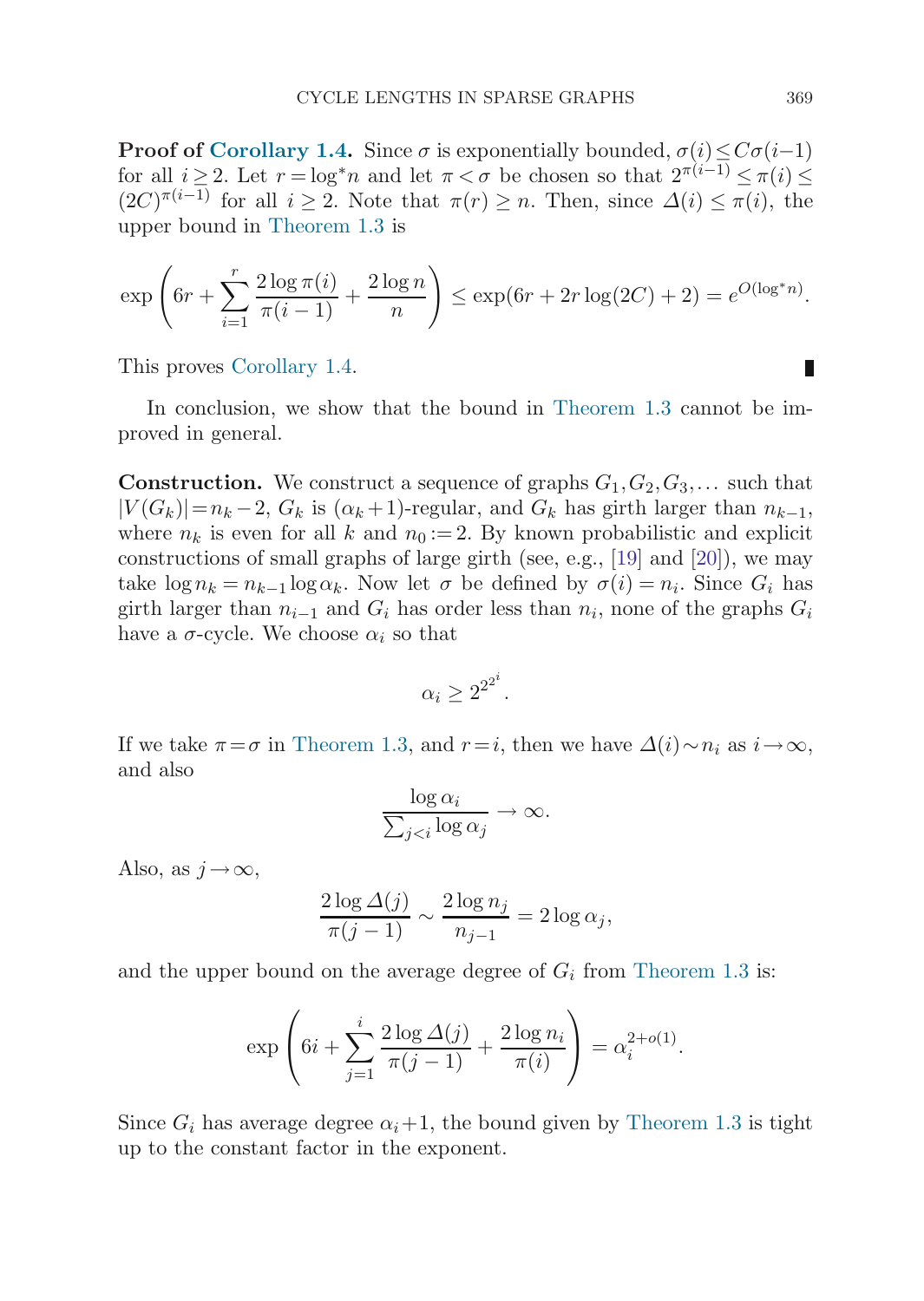**Proof of Corollary 1.4.** Since $\sigma$ is exponentially bounded, $\sigma(i) \leq C\sigma(i-1)$ for all $i \geq 2$. Let $r = \log^* n$ and let $\pi < \sigma$ be chosen so that $2^{\pi(i-1)} \leq \pi(i) \leq (2C)^{\pi(i-1)}$ for all $i \geq 2$. Note that $\pi(r) \geq n$. Then, since $\Delta(i) \leq \pi(i)$, the upper bound in Theorem 1.3 is

$$\exp\left(6r + \sum_{i=1}^{r} \frac{2\log \pi(i)}{\pi(i-1)} + \frac{2\log n}{n}\right) \leq \exp(6r + 2r\log(2C) + 2) = e^{O(\log^* n)}.$$

This proves Corollary 1.4. ∎

In conclusion, we show that the bound in Theorem 1.3 cannot be improved in general.

**Construction.** We construct a sequence of graphs $G_1, G_2, G_3, \ldots$ such that $|V(G_k)| = n_k - 2$, $G_k$ is $(\alpha_k + 1)$-regular, and $G_k$ has girth larger than $n_{k-1}$, where $n_k$ is even for all $k$ and $n_0 := 2$. By known probabilistic and explicit constructions of small graphs of large girth (see, e.g., [19] and [20]), we may take $\log n_k = n_{k-1} \log \alpha_k$. Now let $\sigma$ be defined by $\sigma(i) = n_i$. Since $G_i$ has girth larger than $n_{i-1}$ and $G_i$ has order less than $n_i$, none of the graphs $G_i$ have a $\sigma$-cycle. We choose $\alpha_i$ so that

$$\alpha_i \geq 2^{2^{2^i}}.$$

If we take $\pi = \sigma$ in Theorem 1.3, and $r = i$, then we have $\Delta(i) \sim n_i$ as $i \to \infty$, and also

$$\frac{\log \alpha_i}{\sum_{j<i} \log \alpha_j} \to \infty.$$

Also, as $j \to \infty$,

$$\frac{2\log \Delta(j)}{\pi(j-1)} \sim \frac{2\log n_j}{n_{j-1}} = 2\log \alpha_j,$$

and the upper bound on the average degree of $G_i$ from Theorem 1.3 is:

$$\exp\left(6i + \sum_{j=1}^{i} \frac{2\log \Delta(j)}{\pi(j-1)} + \frac{2\log n_i}{\pi(i)}\right) = \alpha_i^{2+o(1)}.$$

Since $G_i$ has average degree $\alpha_i + 1$, the bound given by Theorem 1.3 is tight up to the constant factor in the exponent.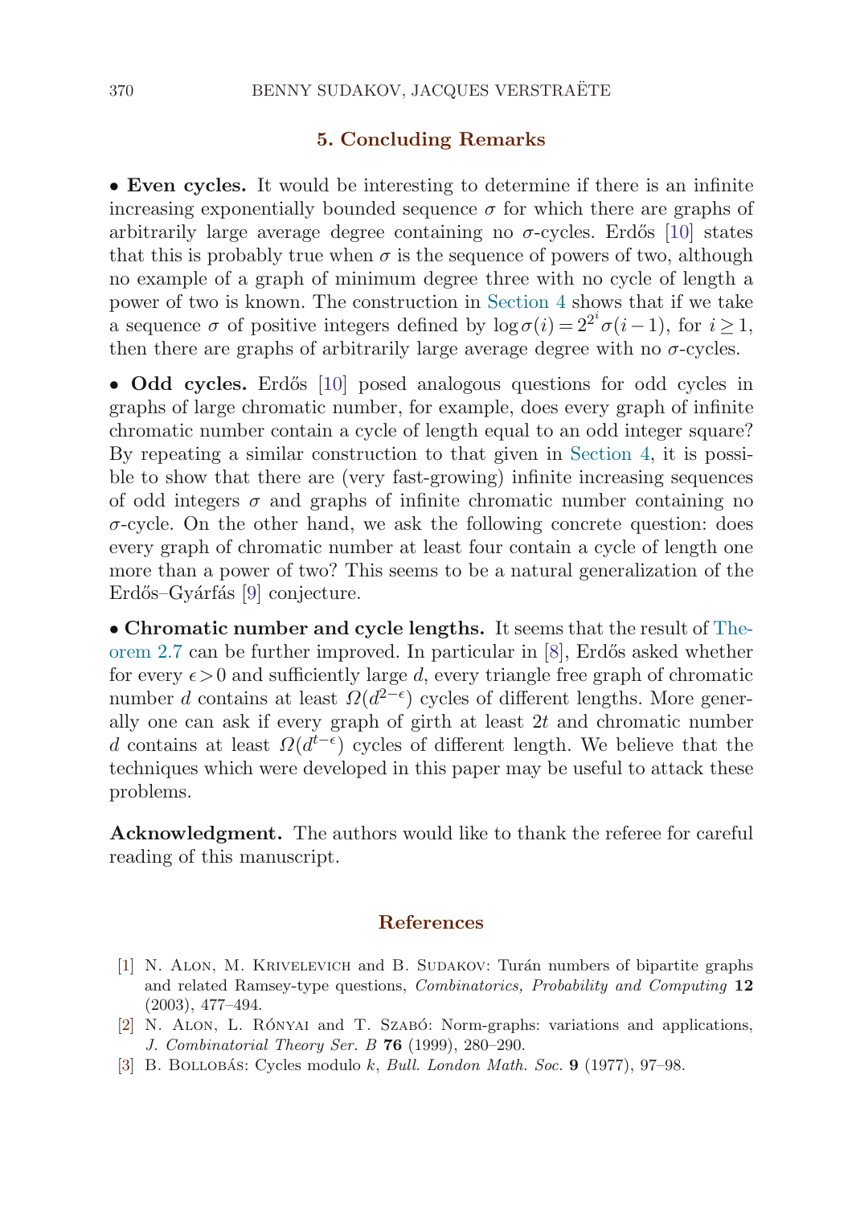## 5. Concluding Remarks

• **Even cycles.** It would be interesting to determine if there is an infinite increasing exponentially bounded sequence $\sigma$ for which there are graphs of arbitrarily large average degree containing no $\sigma$-cycles. Erdős [10] states that this is probably true when $\sigma$ is the sequence of powers of two, although no example of a graph of minimum degree three with no cycle of length a power of two is known. The construction in Section 4 shows that if we take a sequence $\sigma$ of positive integers defined by $\log \sigma(i) = 2^{2^i}\sigma(i-1)$, for $i \geq 1$, then there are graphs of arbitrarily large average degree with no $\sigma$-cycles.

• **Odd cycles.** Erdős [10] posed analogous questions for odd cycles in graphs of large chromatic number, for example, does every graph of infinite chromatic number contain a cycle of length equal to an odd integer square? By repeating a similar construction to that given in Section 4, it is possible to show that there are (very fast-growing) infinite increasing sequences of odd integers $\sigma$ and graphs of infinite chromatic number containing no $\sigma$-cycle. On the other hand, we ask the following concrete question: does every graph of chromatic number at least four contain a cycle of length one more than a power of two? This seems to be a natural generalization of the Erdős–Gyárfás [9] conjecture.

• **Chromatic number and cycle lengths.** It seems that the result of Theorem 2.7 can be further improved. In particular in [8], Erdős asked whether for every $\epsilon > 0$ and sufficiently large $d$, every triangle free graph of chromatic number $d$ contains at least $\Omega(d^{2-\epsilon})$ cycles of different lengths. More generally one can ask if every graph of girth at least $2t$ and chromatic number $d$ contains at least $\Omega(d^{t-\epsilon})$ cycles of different length. We believe that the techniques which were developed in this paper may be useful to attack these problems.

**Acknowledgment.** The authors would like to thank the referee for careful reading of this manuscript.

## References

[1] N. Alon, M. Krivelevich and B. Sudakov: Turán numbers of bipartite graphs and related Ramsey-type questions, *Combinatorics, Probability and Computing* **12** (2003), 477–494.

[2] N. Alon, L. Rónyai and T. Szabó: Norm-graphs: variations and applications, *J. Combinatorial Theory Ser. B* **76** (1999), 280–290.

[3] B. Bollobás: Cycles modulo $k$, *Bull. London Math. Soc.* **9** (1977), 97–98.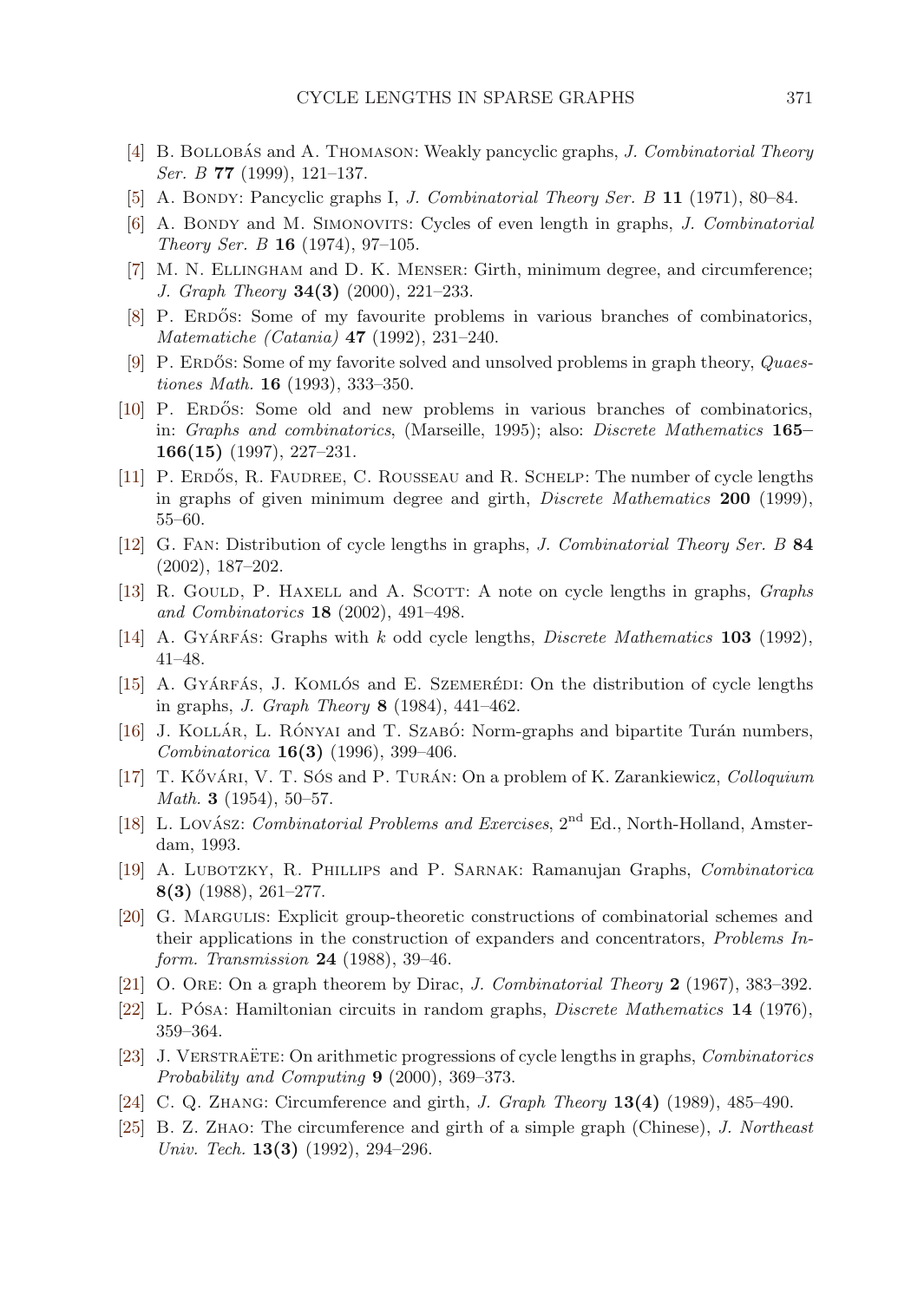[4] B. Bollobás and A. Thomason: Weakly pancyclic graphs, *J. Combinatorial Theory Ser. B* **77** (1999), 121–137.

[5] A. Bondy: Pancyclic graphs I, *J. Combinatorial Theory Ser. B* **11** (1971), 80–84.

[6] A. Bondy and M. Simonovits: Cycles of even length in graphs, *J. Combinatorial Theory Ser. B* **16** (1974), 97–105.

[7] M. N. Ellingham and D. K. Menser: Girth, minimum degree, and circumference; *J. Graph Theory* **34(3)** (2000), 221–233.

[8] P. Erdős: Some of my favourite problems in various branches of combinatorics, *Matematiche (Catania)* **47** (1992), 231–240.

[9] P. Erdős: Some of my favorite solved and unsolved problems in graph theory, *Quaestiones Math.* **16** (1993), 333–350.

[10] P. Erdős: Some old and new problems in various branches of combinatorics, in: *Graphs and combinatorics*, (Marseille, 1995); also: *Discrete Mathematics* **165–166(15)** (1997), 227–231.

[11] P. Erdős, R. Faudree, C. Rousseau and R. Schelp: The number of cycle lengths in graphs of given minimum degree and girth, *Discrete Mathematics* **200** (1999), 55–60.

[12] G. Fan: Distribution of cycle lengths in graphs, *J. Combinatorial Theory Ser. B* **84** (2002), 187–202.

[13] R. Gould, P. Haxell and A. Scott: A note on cycle lengths in graphs, *Graphs and Combinatorics* **18** (2002), 491–498.

[14] A. Gyárfás: Graphs with $k$ odd cycle lengths, *Discrete Mathematics* **103** (1992), 41–48.

[15] A. Gyárfás, J. Komlós and E. Szemerédi: On the distribution of cycle lengths in graphs, *J. Graph Theory* **8** (1984), 441–462.

[16] J. Kollár, L. Rónyai and T. Szabó: Norm-graphs and bipartite Turán numbers, *Combinatorica* **16(3)** (1996), 399–406.

[17] T. Kővári, V. T. Sós and P. Turán: On a problem of K. Zarankiewicz, *Colloquium Math.* **3** (1954), 50–57.

[18] L. Lovász: *Combinatorial Problems and Exercises*, 2nd Ed., North-Holland, Amsterdam, 1993.

[19] A. Lubotzky, R. Phillips and P. Sarnak: Ramanujan Graphs, *Combinatorica* **8(3)** (1988), 261–277.

[20] G. Margulis: Explicit group-theoretic constructions of combinatorial schemes and their applications in the construction of expanders and concentrators, *Problems Inform. Transmission* **24** (1988), 39–46.

[21] O. Ore: On a graph theorem by Dirac, *J. Combinatorial Theory* **2** (1967), 383–392.

[22] L. Pósa: Hamiltonian circuits in random graphs, *Discrete Mathematics* **14** (1976), 359–364.

[23] J. Verstraëte: On arithmetic progressions of cycle lengths in graphs, *Combinatorics Probability and Computing* **9** (2000), 369–373.

[24] C. Q. Zhang: Circumference and girth, *J. Graph Theory* **13(4)** (1989), 485–490.

[25] B. Z. Zhao: The circumference and girth of a simple graph (Chinese), *J. Northeast Univ. Tech.* **13(3)** (1992), 294–296.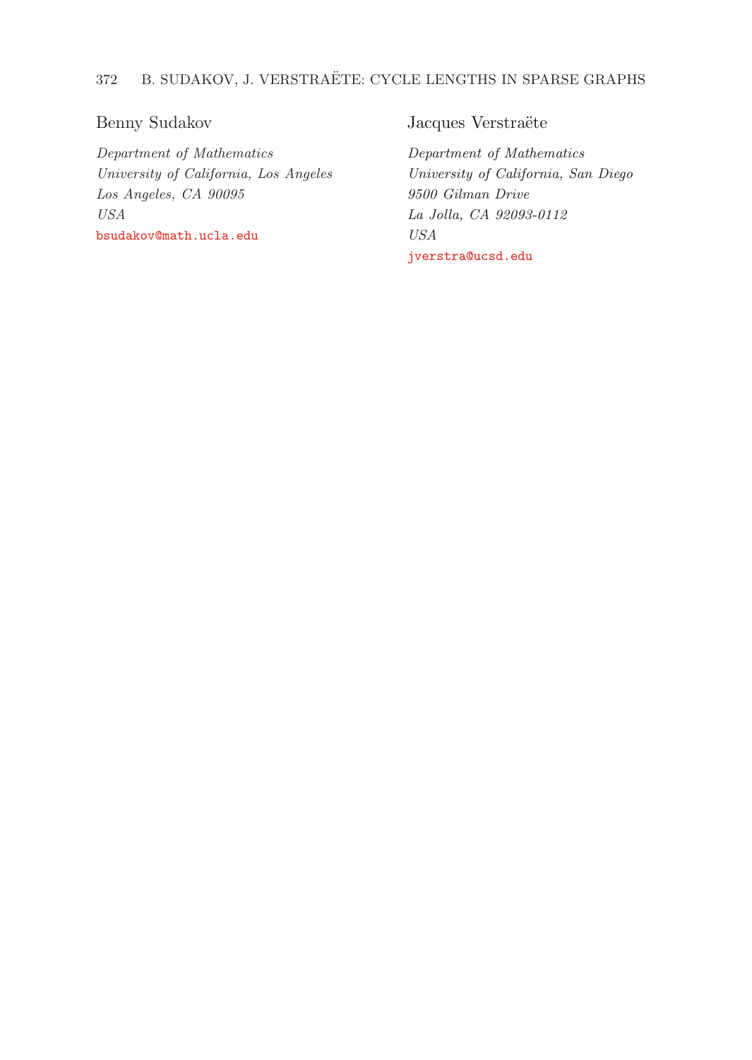Benny Sudakov

*Department of Mathematics*
*University of California, Los Angeles*
*Los Angeles, CA 90095*
*USA*
bsudakov@math.ucla.edu

Jacques Verstraëte

*Department of Mathematics*
*University of California, San Diego*
*9500 Gilman Drive*
*La Jolla, CA 92093-0112*
*USA*
jverstra@ucsd.edu